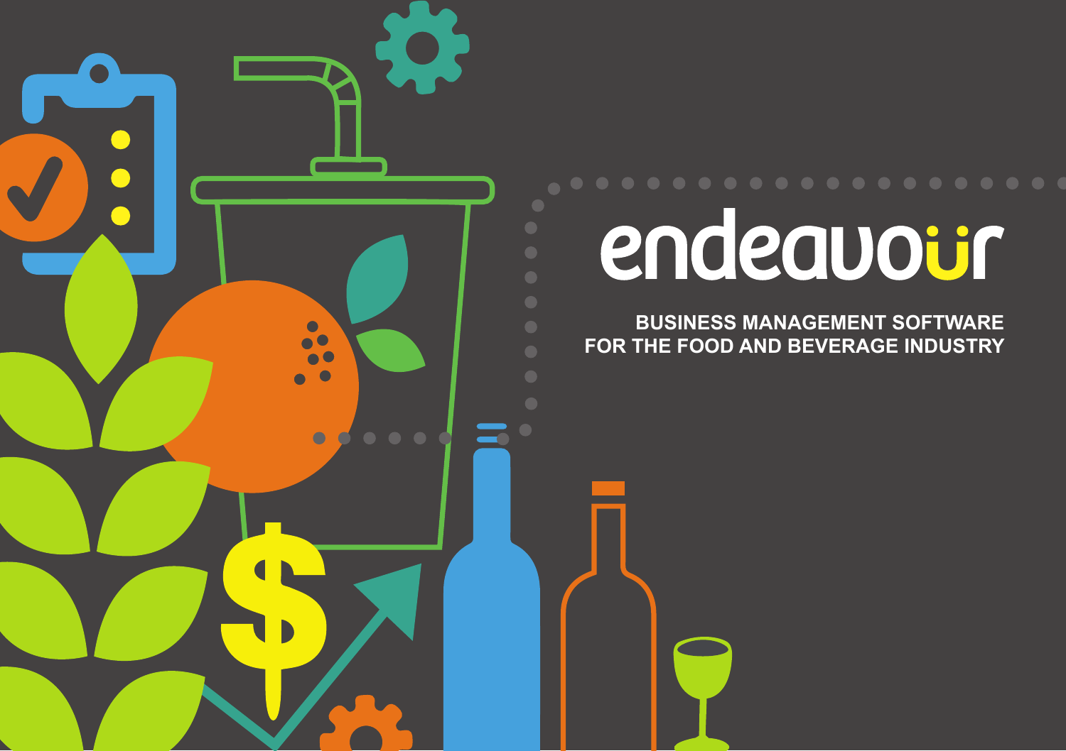# endeavour

**BUSINESS MANAGEMENT SOFTWARE FOR THE FOOD AND BEVERAGE INDUSTRY**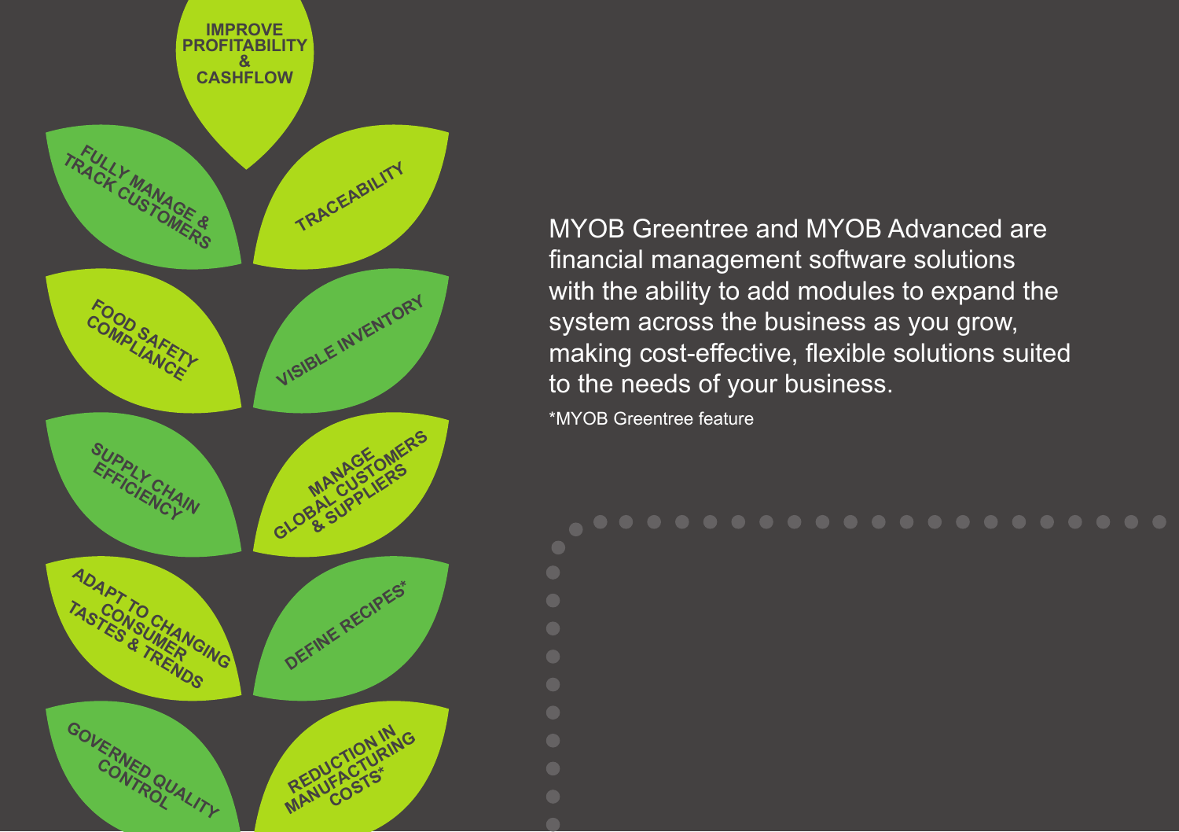- IMPROVE PROFITABILITY & CASHFLOW
- FULLY MANAGE & TRACK CUSTOMERS
- TRACEABILITY
- FOOD SAFETY COMPLIANCE
- VISIBLE INVENTORY
- SUPPLY CHAIN EFFICIENCY
- MANAGE GLOBAL CUSTOMERS & SUPPLIERS
- ADAPT TO CHANGING CONSUMER TASTES & TRENDS
- DEFINE RECIPES*
- GOVERNED QUALITY CONTROL
- REDUCTION IN MANUFACTURING COSTS*

MYOB Greentree and MYOB Advanced are financial management software solutions with the ability to add modules to expand the system across the business as you grow, making cost-effective, flexible solutions suited to the needs of your business.

*MYOB Greentree feature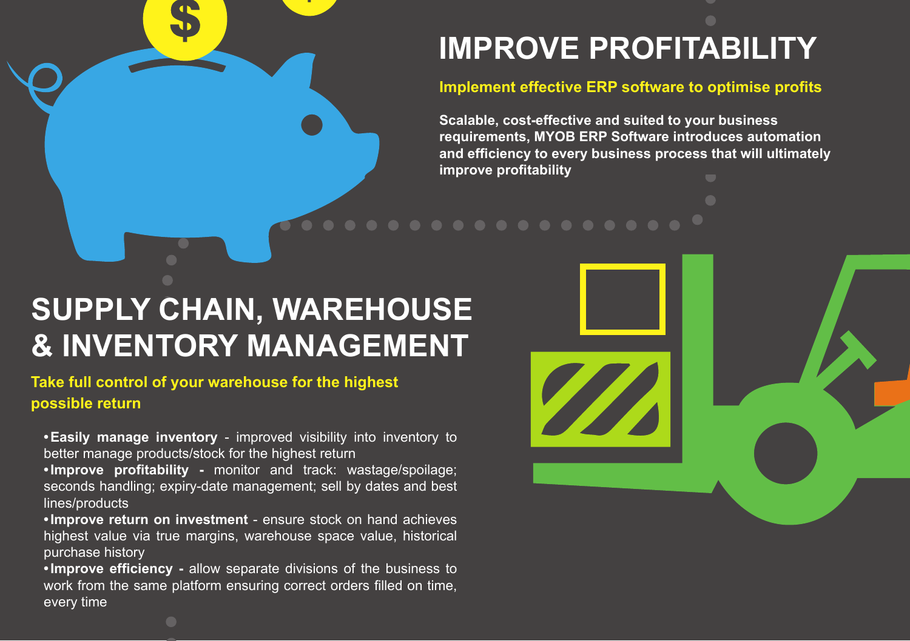## IMPROVE PROFITABILITY

**Implement effective ERP software to optimise profits**

**Scalable, cost-effective and suited to your business requirements, MYOB ERP Software introduces automation and efficiency to every business process that will ultimately improve profitability**

## SUPPLY CHAIN, WAREHOUSE & INVENTORY MANAGEMENT

**Take full control of your warehouse for the highest possible return**

- **Easily manage inventory** - improved visibility into inventory to better manage products/stock for the highest return
- **Improve profitability** - monitor and track: wastage/spoilage; seconds handling; expiry-date management; sell by dates and best lines/products
- **Improve return on investment** - ensure stock on hand achieves highest value via true margins, warehouse space value, historical purchase history
- **Improve efficiency** - allow separate divisions of the business to work from the same platform ensuring correct orders filled on time, every time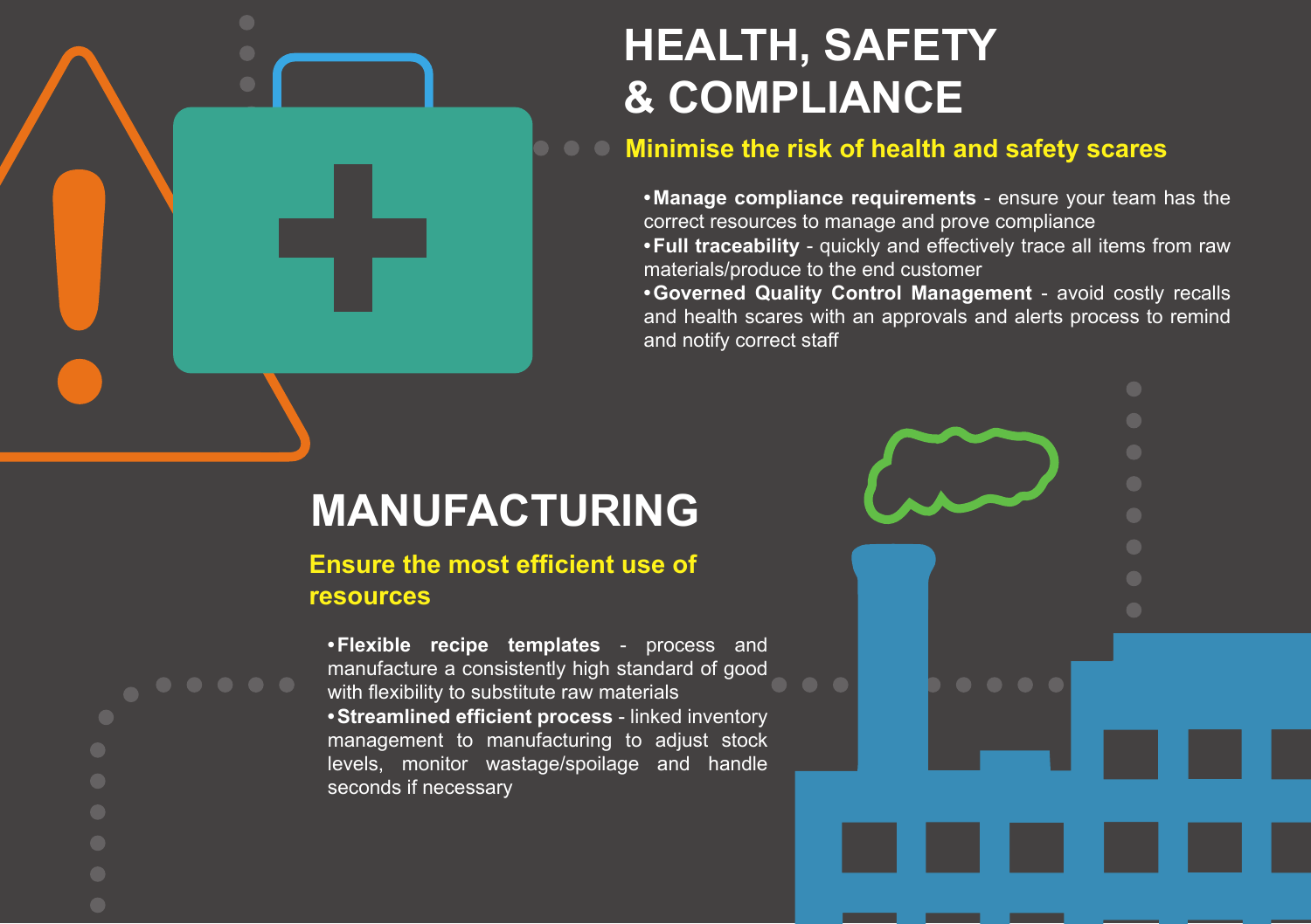# HEALTH, SAFETY & COMPLIANCE

## Minimise the risk of health and safety scares

- **Manage compliance requirements** - ensure your team has the correct resources to manage and prove compliance
- **Full traceability** - quickly and effectively trace all items from raw materials/produce to the end customer
- **Governed Quality Control Management** - avoid costly recalls and health scares with an approvals and alerts process to remind and notify correct staff

# MANUFACTURING

## Ensure the most efficient use of resources

- **Flexible recipe templates** - process and manufacture a consistently high standard of good with flexibility to substitute raw materials
- **Streamlined efficient process** - linked inventory management to manufacturing to adjust stock levels, monitor wastage/spoilage and handle seconds if necessary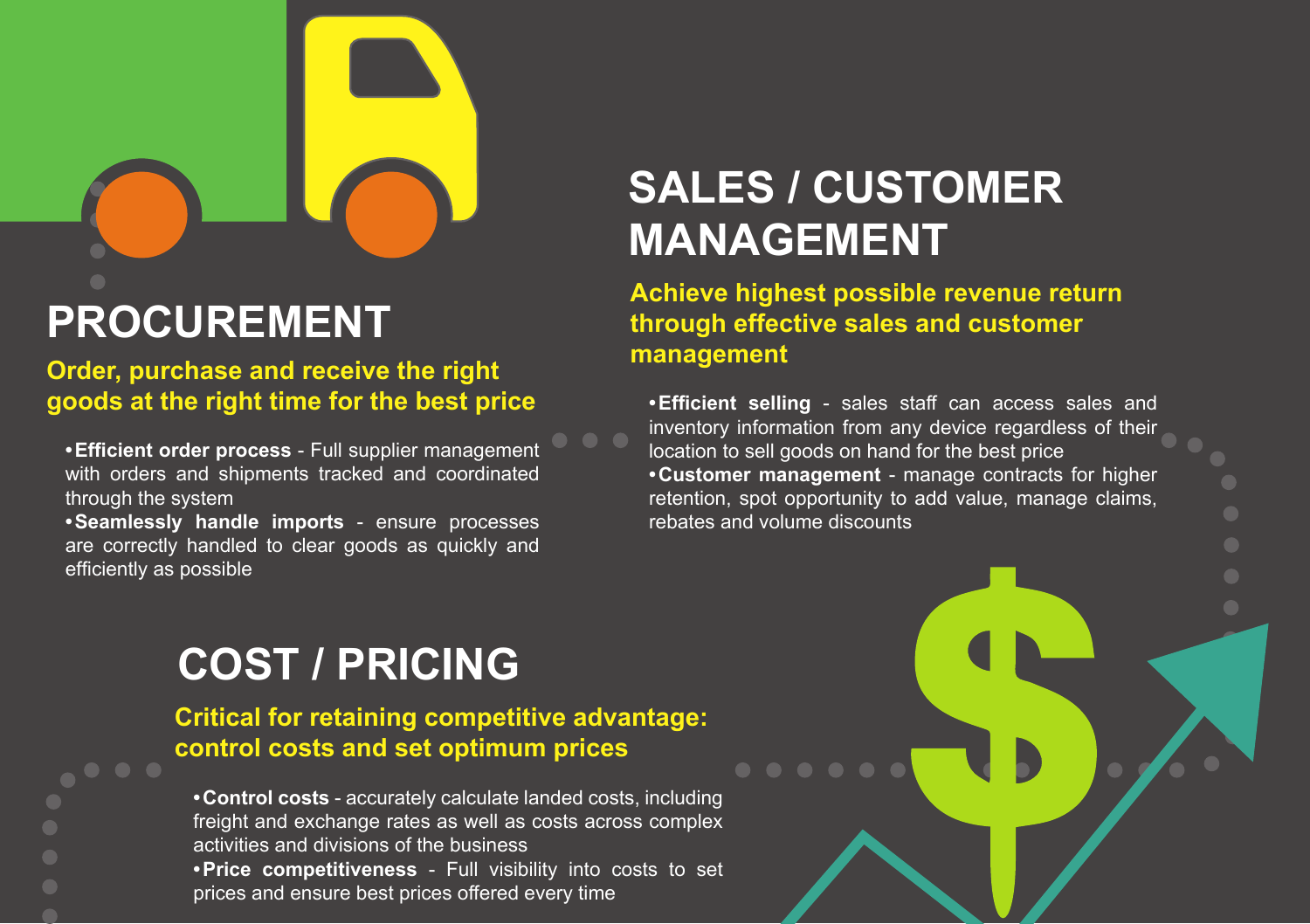## PROCUREMENT

**Order, purchase and receive the right goods at the right time for the best price**

- **Efficient order process** - Full supplier management with orders and shipments tracked and coordinated through the system
- **Seamlessly handle imports** - ensure processes are correctly handled to clear goods as quickly and efficiently as possible

## SALES / CUSTOMER MANAGEMENT

**Achieve highest possible revenue return through effective sales and customer management**

- **Efficient selling** - sales staff can access sales and inventory information from any device regardless of their location to sell goods on hand for the best price
- **Customer management** - manage contracts for higher retention, spot opportunity to add value, manage claims, rebates and volume discounts

## COST / PRICING

**Critical for retaining competitive advantage: control costs and set optimum prices**

- **Control costs** - accurately calculate landed costs, including freight and exchange rates as well as costs across complex activities and divisions of the business
- **Price competitiveness** - Full visibility into costs to set prices and ensure best prices offered every time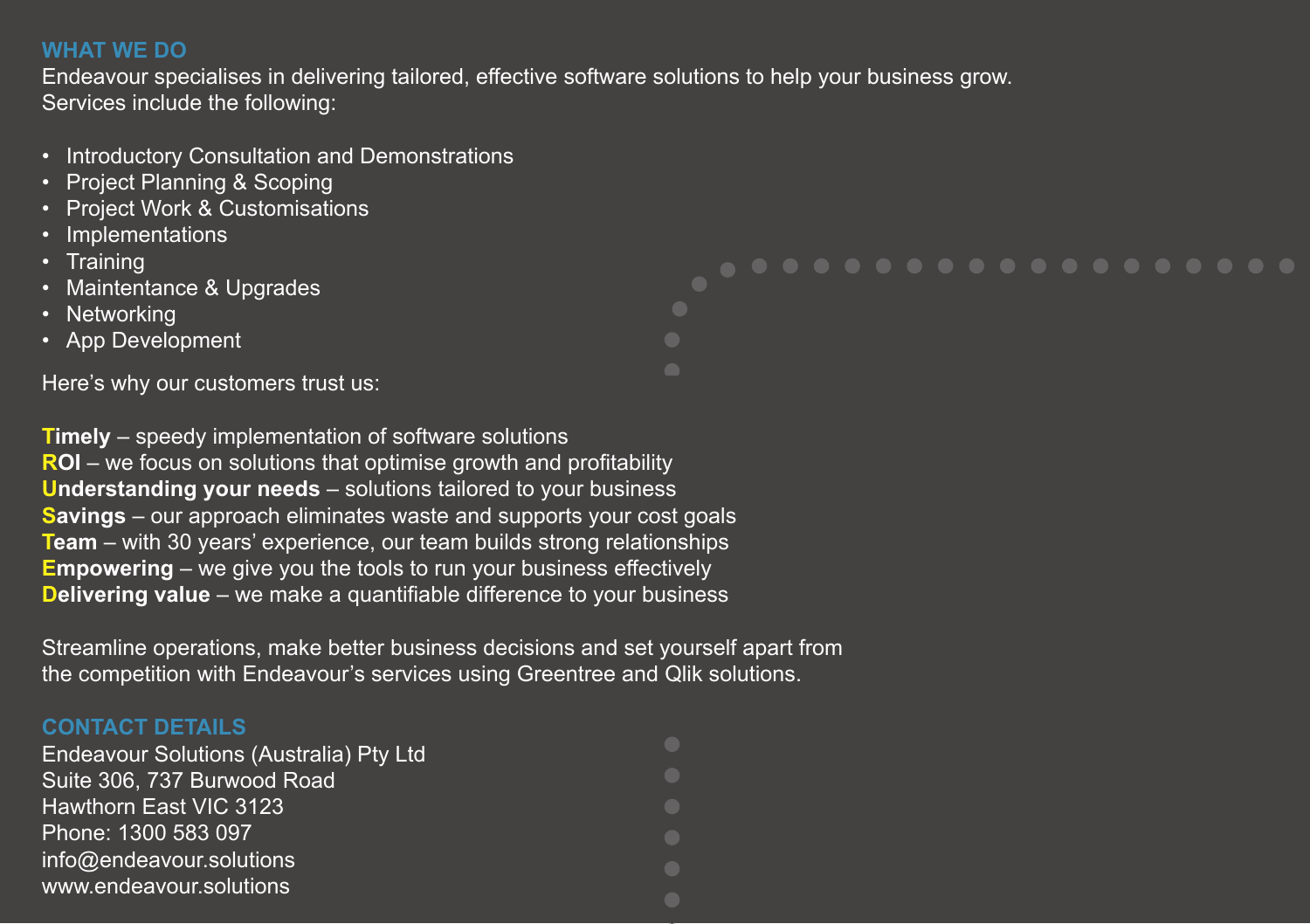## WHAT WE DO

Endeavour specialises in delivering tailored, effective software solutions to help your business grow. Services include the following:

- Introductory Consultation and Demonstrations
- Project Planning & Scoping
- Project Work & Customisations
- Implementations
- Training
- Maintenance & Upgrades
- Networking
- App Development

Here's why our customers trust us:

**Timely** – speedy implementation of software solutions
**ROI** – we focus on solutions that optimise growth and profitability
**Understanding your needs** – solutions tailored to your business
**Savings** – our approach eliminates waste and supports your cost goals
**Team** – with 30 years' experience, our team builds strong relationships
**Empowering** – we give you the tools to run your business effectively
**Delivering value** – we make a quantifiable difference to your business

Streamline operations, make better business decisions and set yourself apart from the competition with Endeavour's services using Greentree and Qlik solutions.

## CONTACT DETAILS

Endeavour Solutions (Australia) Pty Ltd
Suite 306, 737 Burwood Road
Hawthorn East VIC 3123
Phone: 1300 583 097
info@endeavour.solutions
www.endeavour.solutions